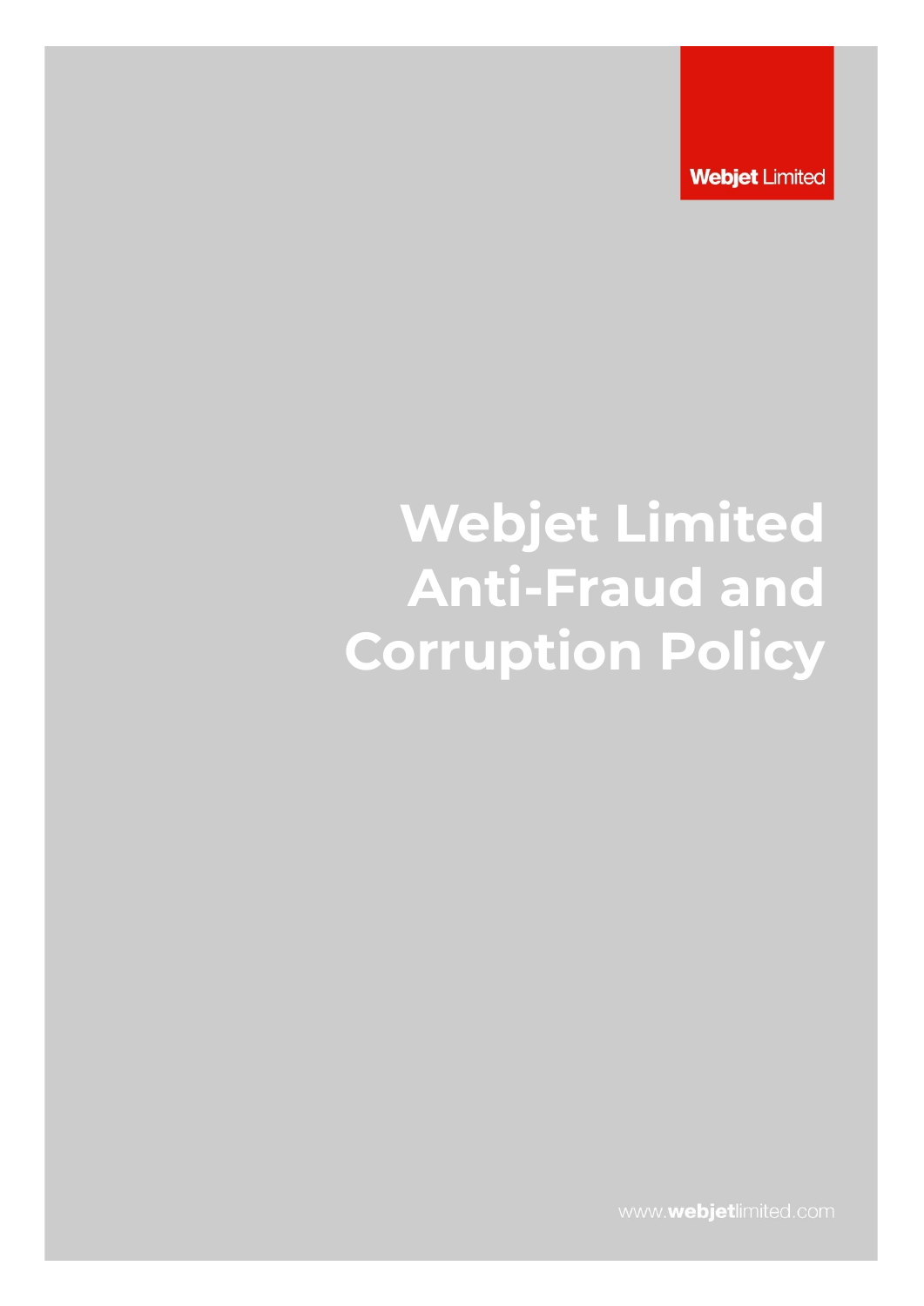Webjet Limited

# Webjet Limited Anti-Fraud and Corruption Policy

www.webjetlimited.com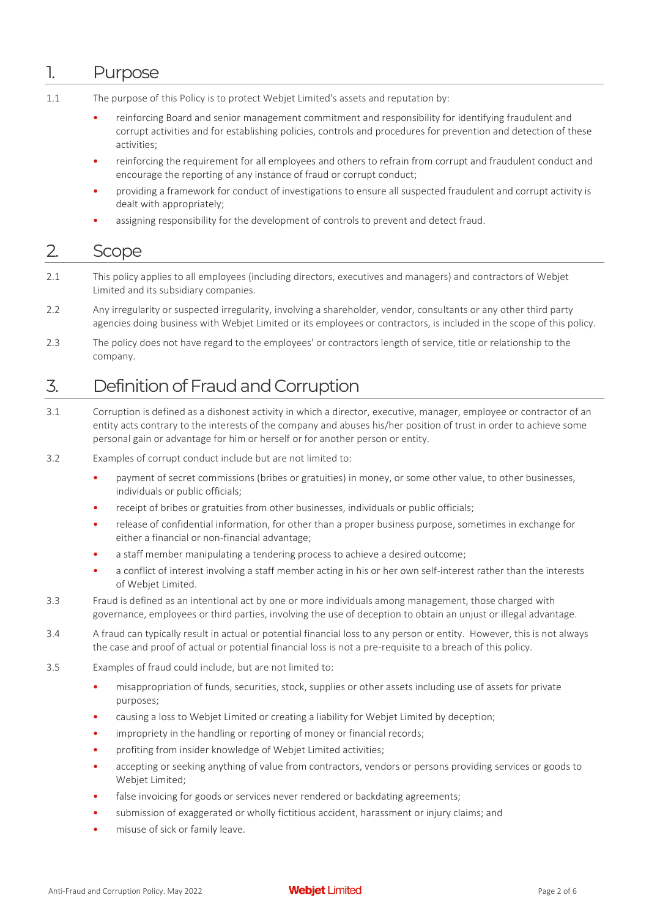## 1. Purpose

1.1 The purpose of this Policy is to protect Webjet Limited's assets and reputation by:

- reinforcing Board and senior management commitment and responsibility for identifying fraudulent and corrupt activities and for establishing policies, controls and procedures for prevention and detection of these activities;
- reinforcing the requirement for all employees and others to refrain from corrupt and fraudulent conduct and encourage the reporting of any instance of fraud or corrupt conduct;
- providing a framework for conduct of investigations to ensure all suspected fraudulent and corrupt activity is dealt with appropriately;
- assigning responsibility for the development of controls to prevent and detect fraud.

## 2. Scope

2.1 This policy applies to all employees (including directors, executives and managers) and contractors of Webjet Limited and its subsidiary companies.

2.2 Any irregularity or suspected irregularity, involving a shareholder, vendor, consultants or any other third party agencies doing business with Webjet Limited or its employees or contractors, is included in the scope of this policy.

2.3 The policy does not have regard to the employees' or contractors length of service, title or relationship to the company.

## 3. Definition of Fraud and Corruption

3.1 Corruption is defined as a dishonest activity in which a director, executive, manager, employee or contractor of an entity acts contrary to the interests of the company and abuses his/her position of trust in order to achieve some personal gain or advantage for him or herself or for another person or entity.

3.2 Examples of corrupt conduct include but are not limited to:

- payment of secret commissions (bribes or gratuities) in money, or some other value, to other businesses, individuals or public officials;
- receipt of bribes or gratuities from other businesses, individuals or public officials;
- release of confidential information, for other than a proper business purpose, sometimes in exchange for either a financial or non-financial advantage;
- a staff member manipulating a tendering process to achieve a desired outcome;
- a conflict of interest involving a staff member acting in his or her own self-interest rather than the interests of Webjet Limited.

3.3 Fraud is defined as an intentional act by one or more individuals among management, those charged with governance, employees or third parties, involving the use of deception to obtain an unjust or illegal advantage.

3.4 A fraud can typically result in actual or potential financial loss to any person or entity. However, this is not always the case and proof of actual or potential financial loss is not a pre-requisite to a breach of this policy.

3.5 Examples of fraud could include, but are not limited to:

- misappropriation of funds, securities, stock, supplies or other assets including use of assets for private purposes;
- causing a loss to Webjet Limited or creating a liability for Webjet Limited by deception;
- impropriety in the handling or reporting of money or financial records;
- profiting from insider knowledge of Webjet Limited activities;
- accepting or seeking anything of value from contractors, vendors or persons providing services or goods to Webjet Limited;
- false invoicing for goods or services never rendered or backdating agreements;
- submission of exaggerated or wholly fictitious accident, harassment or injury claims; and
- misuse of sick or family leave.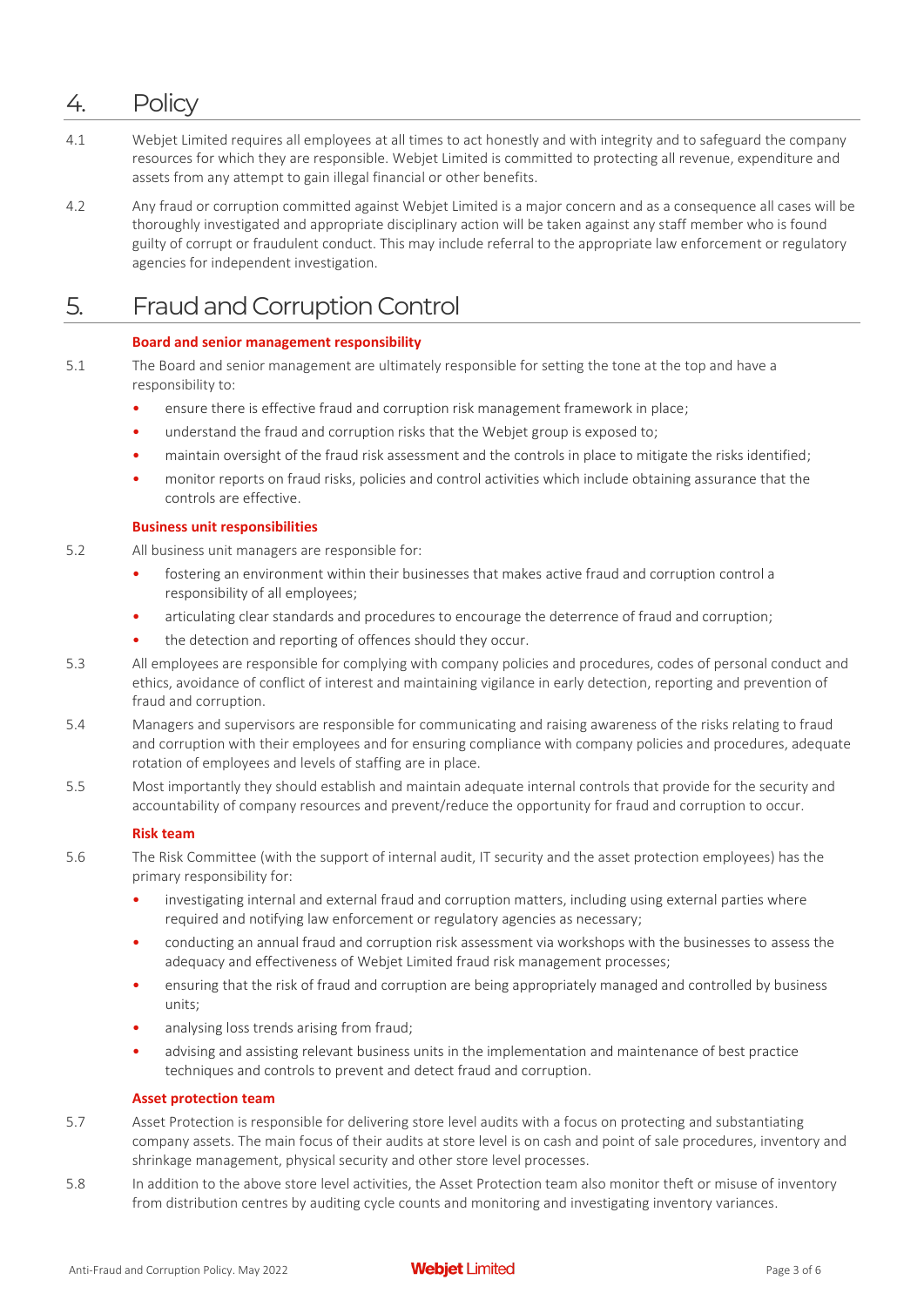## 4. Policy

4.1 Webjet Limited requires all employees at all times to act honestly and with integrity and to safeguard the company resources for which they are responsible. Webjet Limited is committed to protecting all revenue, expenditure and assets from any attempt to gain illegal financial or other benefits.

4.2 Any fraud or corruption committed against Webjet Limited is a major concern and as a consequence all cases will be thoroughly investigated and appropriate disciplinary action will be taken against any staff member who is found guilty of corrupt or fraudulent conduct. This may include referral to the appropriate law enforcement or regulatory agencies for independent investigation.

## 5. Fraud and Corruption Control

### Board and senior management responsibility

5.1 The Board and senior management are ultimately responsible for setting the tone at the top and have a responsibility to:

- ensure there is effective fraud and corruption risk management framework in place;
- understand the fraud and corruption risks that the Webjet group is exposed to;
- maintain oversight of the fraud risk assessment and the controls in place to mitigate the risks identified;
- monitor reports on fraud risks, policies and control activities which include obtaining assurance that the controls are effective.

### Business unit responsibilities

5.2 All business unit managers are responsible for:

- fostering an environment within their businesses that makes active fraud and corruption control a responsibility of all employees;
- articulating clear standards and procedures to encourage the deterrence of fraud and corruption;
- the detection and reporting of offences should they occur.

5.3 All employees are responsible for complying with company policies and procedures, codes of personal conduct and ethics, avoidance of conflict of interest and maintaining vigilance in early detection, reporting and prevention of fraud and corruption.

5.4 Managers and supervisors are responsible for communicating and raising awareness of the risks relating to fraud and corruption with their employees and for ensuring compliance with company policies and procedures, adequate rotation of employees and levels of staffing are in place.

5.5 Most importantly they should establish and maintain adequate internal controls that provide for the security and accountability of company resources and prevent/reduce the opportunity for fraud and corruption to occur.

### Risk team

5.6 The Risk Committee (with the support of internal audit, IT security and the asset protection employees) has the primary responsibility for:

- investigating internal and external fraud and corruption matters, including using external parties where required and notifying law enforcement or regulatory agencies as necessary;
- conducting an annual fraud and corruption risk assessment via workshops with the businesses to assess the adequacy and effectiveness of Webjet Limited fraud risk management processes;
- ensuring that the risk of fraud and corruption are being appropriately managed and controlled by business units;
- analysing loss trends arising from fraud;
- advising and assisting relevant business units in the implementation and maintenance of best practice techniques and controls to prevent and detect fraud and corruption.

### Asset protection team

5.7 Asset Protection is responsible for delivering store level audits with a focus on protecting and substantiating company assets. The main focus of their audits at store level is on cash and point of sale procedures, inventory and shrinkage management, physical security and other store level processes.

5.8 In addition to the above store level activities, the Asset Protection team also monitor theft or misuse of inventory from distribution centres by auditing cycle counts and monitoring and investigating inventory variances.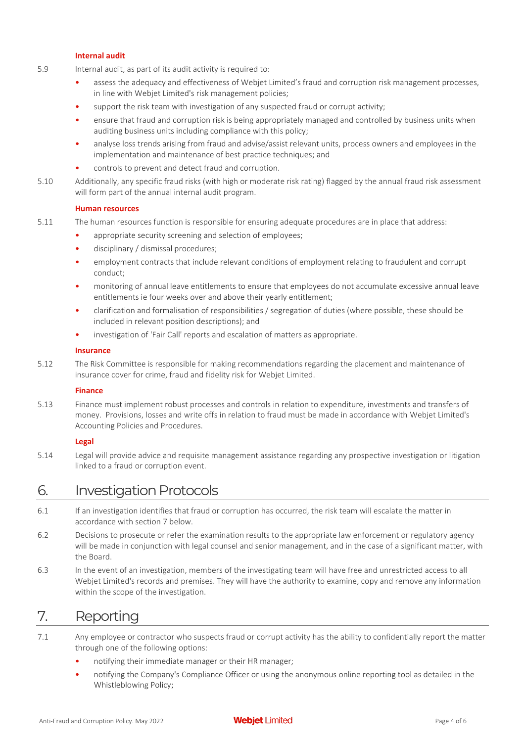### Internal audit

5.9 Internal audit, as part of its audit activity is required to:

- assess the adequacy and effectiveness of Webjet Limited's fraud and corruption risk management processes, in line with Webjet Limited's risk management policies;
- support the risk team with investigation of any suspected fraud or corrupt activity;
- ensure that fraud and corruption risk is being appropriately managed and controlled by business units when auditing business units including compliance with this policy;
- analyse loss trends arising from fraud and advise/assist relevant units, process owners and employees in the implementation and maintenance of best practice techniques; and
- controls to prevent and detect fraud and corruption.

5.10 Additionally, any specific fraud risks (with high or moderate risk rating) flagged by the annual fraud risk assessment will form part of the annual internal audit program.

### Human resources

5.11 The human resources function is responsible for ensuring adequate procedures are in place that address:

- appropriate security screening and selection of employees;
- disciplinary / dismissal procedures;
- employment contracts that include relevant conditions of employment relating to fraudulent and corrupt conduct;
- monitoring of annual leave entitlements to ensure that employees do not accumulate excessive annual leave entitlements ie four weeks over and above their yearly entitlement;
- clarification and formalisation of responsibilities / segregation of duties (where possible, these should be included in relevant position descriptions); and
- investigation of 'Fair Call' reports and escalation of matters as appropriate.

### Insurance

5.12 The Risk Committee is responsible for making recommendations regarding the placement and maintenance of insurance cover for crime, fraud and fidelity risk for Webjet Limited.

### Finance

5.13 Finance must implement robust processes and controls in relation to expenditure, investments and transfers of money. Provisions, losses and write offs in relation to fraud must be made in accordance with Webjet Limited's Accounting Policies and Procedures.

### Legal

5.14 Legal will provide advice and requisite management assistance regarding any prospective investigation or litigation linked to a fraud or corruption event.

## 6. Investigation Protocols

6.1 If an investigation identifies that fraud or corruption has occurred, the risk team will escalate the matter in accordance with section 7 below.

6.2 Decisions to prosecute or refer the examination results to the appropriate law enforcement or regulatory agency will be made in conjunction with legal counsel and senior management, and in the case of a significant matter, with the Board.

6.3 In the event of an investigation, members of the investigating team will have free and unrestricted access to all Webjet Limited's records and premises. They will have the authority to examine, copy and remove any information within the scope of the investigation.

## 7. Reporting

7.1 Any employee or contractor who suspects fraud or corrupt activity has the ability to confidentially report the matter through one of the following options:

- notifying their immediate manager or their HR manager;
- notifying the Company's Compliance Officer or using the anonymous online reporting tool as detailed in the Whistleblowing Policy;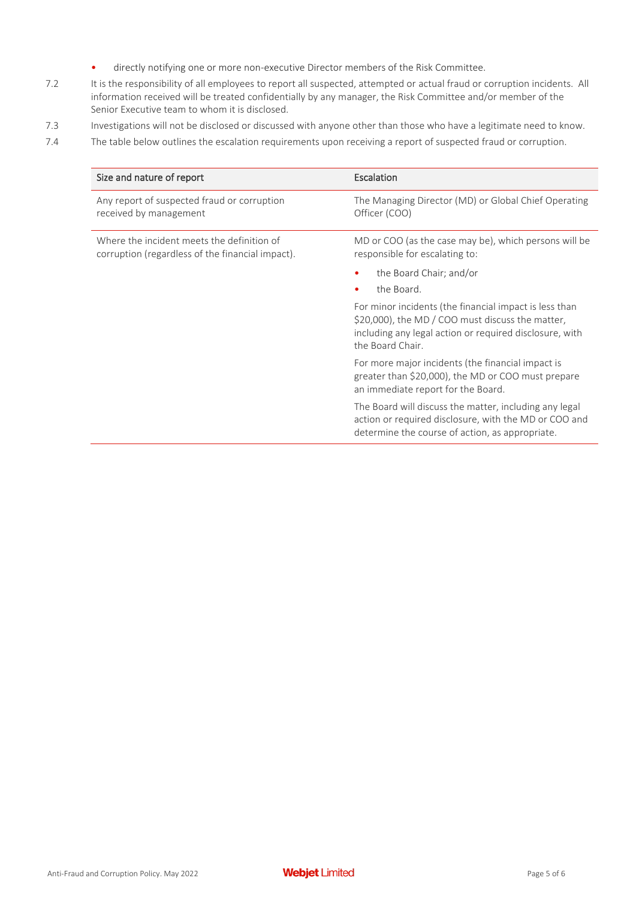- directly notifying one or more non-executive Director members of the Risk Committee.

7.2 It is the responsibility of all employees to report all suspected, attempted or actual fraud or corruption incidents. All information received will be treated confidentially by any manager, the Risk Committee and/or member of the Senior Executive team to whom it is disclosed.

7.3 Investigations will not be disclosed or discussed with anyone other than those who have a legitimate need to know.

7.4 The table below outlines the escalation requirements upon receiving a report of suspected fraud or corruption.

| Size and nature of report | Escalation |
|---|---|
| Any report of suspected fraud or corruption received by management | The Managing Director (MD) or Global Chief Operating Officer (COO) |
| Where the incident meets the definition of corruption (regardless of the financial impact). | MD or COO (as the case may be), which persons will be responsible for escalating to:<br>• the Board Chair; and/or<br>• the Board.<br>For minor incidents (the financial impact is less than \$20,000), the MD / COO must discuss the matter, including any legal action or required disclosure, with the Board Chair.<br>For more major incidents (the financial impact is greater than \$20,000), the MD or COO must prepare an immediate report for the Board.<br>The Board will discuss the matter, including any legal action or required disclosure, with the MD or COO and determine the course of action, as appropriate. |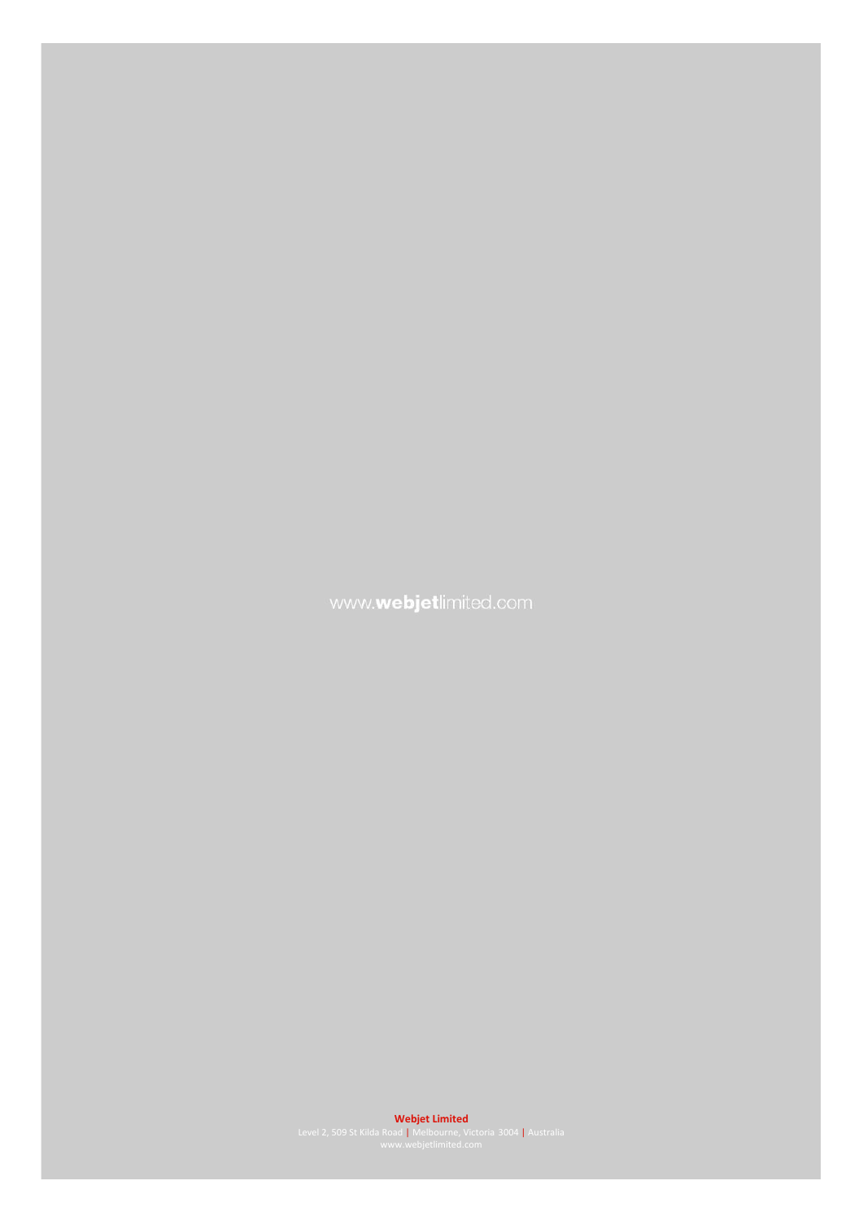www.**webjet**limited.com

**Webjet Limited**

Level 2, 509 St Kilda Road | Melbourne, Victoria 3004 | Australia

www.webjetlimited.com